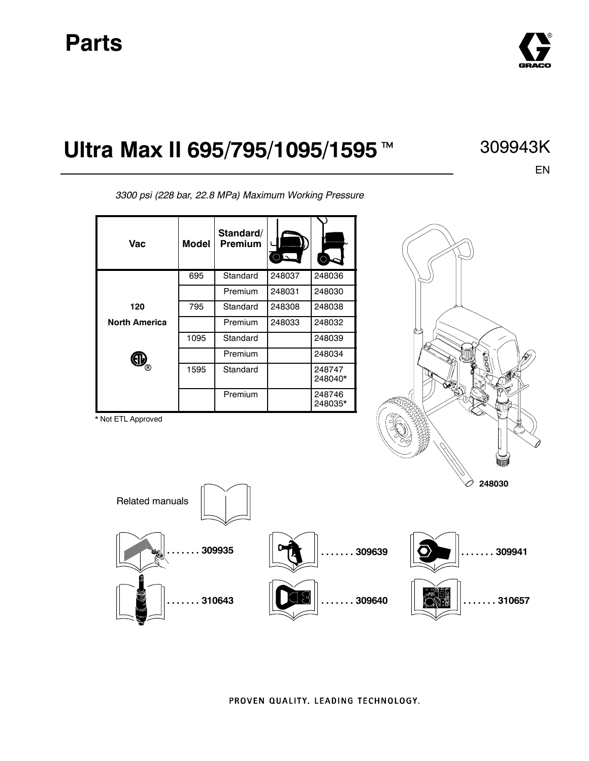# Parts

# Ultra Max II 695/795/1095/1595 ™

309943K

EN

*3300 psi (228 bar, 22.8 MPa) Maximum Working Pressure*

| Vac | Model | Standard/ Premium | | |
|---|---|---|---|---|
| 120 North America | 695 | Standard | 248037 | 248036 |
| | | Premium | 248031 | 248030 |
| | 795 | Standard | 248308 | 248038 |
| | | Premium | 248033 | 248032 |
| | 1095 | Standard | | 248039 |
| | | Premium | | 248034 |
| | 1595 | Standard | | 248747 248040* |
| | | Premium | | 248746 248035* |

* Not ETL Approved

248030

Related manuals

....... 309935

....... 309639

....... 309941

....... 310643

....... 309640

....... 310657

PROVEN QUALITY. LEADING TECHNOLOGY.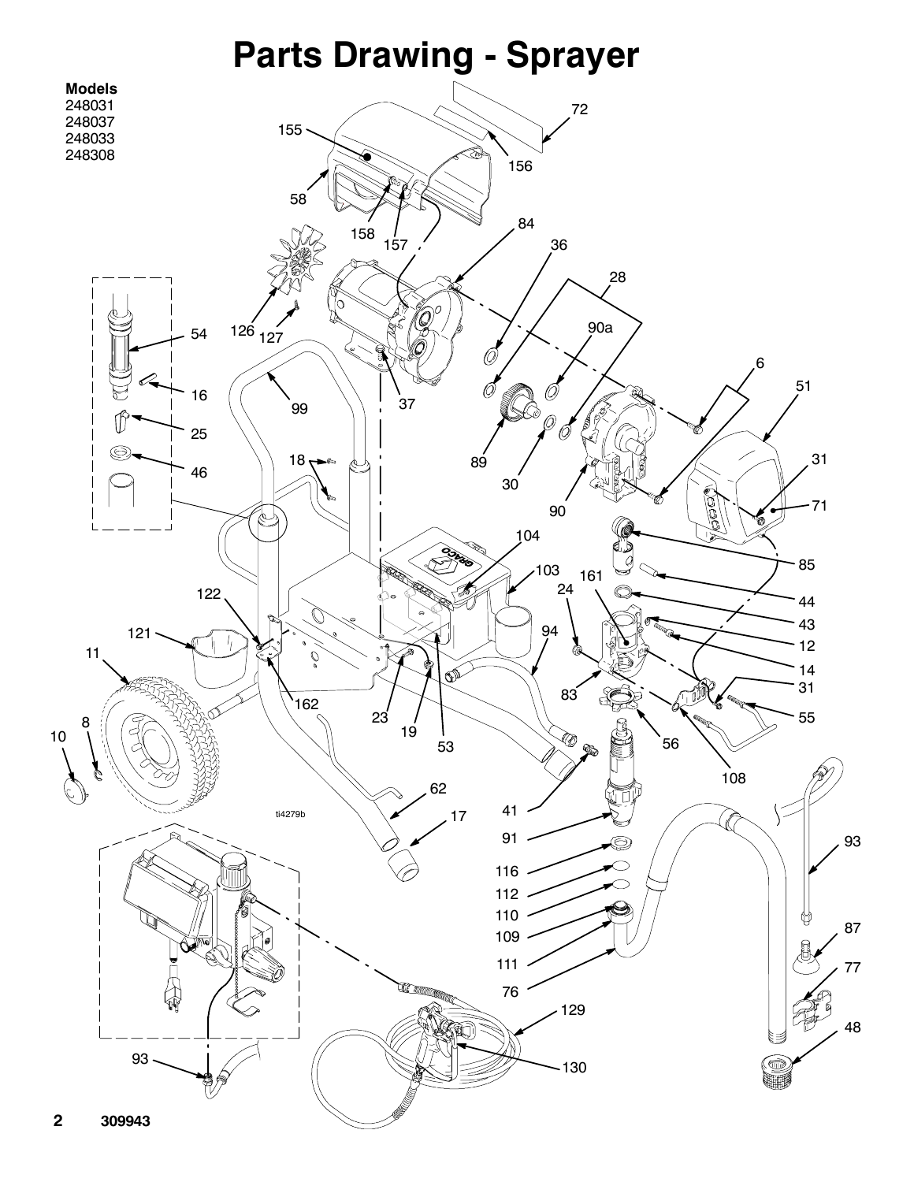# Parts Drawing - Sprayer

**Models**
248031
248037
248033
248308

72
155
156
58
158
157
84
36
28
126
127
90a
54
16
99
37
6
51
25
46
18
89
30
90
31
71
104
85
122
103
161
24
44
43
121
94
12
11
14
162
23
19
83
31
53
55
8
56
10
108
62
41
17
ti4279b
91
93
116
112
110
109
87
111
77
76
48
129
93
130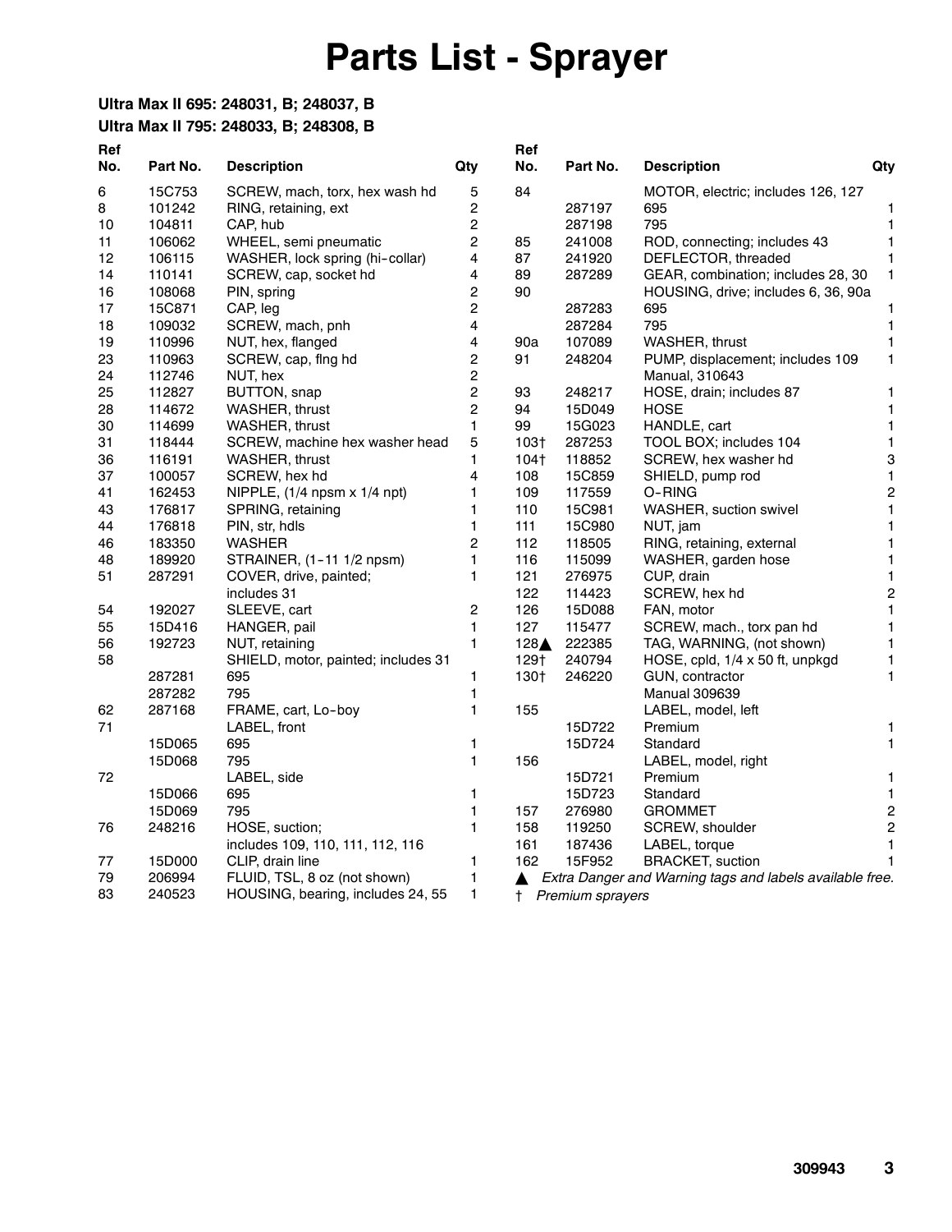# Parts List - Sprayer

**Ultra Max II 695: 248031, B; 248037, B**
**Ultra Max II 795: 248033, B; 248308, B**

| Ref No. | Part No. | Description | Qty |
|---|---|---|---|
| 6 | 15C753 | SCREW, mach, torx, hex wash hd | 5 |
| 8 | 101242 | RING, retaining, ext | 2 |
| 10 | 104811 | CAP, hub | 2 |
| 11 | 106062 | WHEEL, semi pneumatic | 2 |
| 12 | 106115 | WASHER, lock spring (hi-collar) | 4 |
| 14 | 110141 | SCREW, cap, socket hd | 4 |
| 16 | 108068 | PIN, spring | 2 |
| 17 | 15C871 | CAP, leg | 2 |
| 18 | 109032 | SCREW, mach, pnh | 4 |
| 19 | 110996 | NUT, hex, flanged | 4 |
| 23 | 110963 | SCREW, cap, flng hd | 2 |
| 24 | 112746 | NUT, hex | 2 |
| 25 | 112827 | BUTTON, snap | 2 |
| 28 | 114672 | WASHER, thrust | 2 |
| 30 | 114699 | WASHER, thrust | 1 |
| 31 | 118444 | SCREW, machine hex washer head | 5 |
| 36 | 116191 | WASHER, thrust | 1 |
| 37 | 100057 | SCREW, hex hd | 4 |
| 41 | 162453 | NIPPLE, (1/4 npsm x 1/4 npt) | 1 |
| 43 | 176817 | SPRING, retaining | 1 |
| 44 | 176818 | PIN, str, hdls | 1 |
| 46 | 183350 | WASHER | 2 |
| 48 | 189920 | STRAINER, (1-11 1/2 npsm) | 1 |
| 51 | 287291 | COVER, drive, painted; includes 31 | 1 |
| 54 | 192027 | SLEEVE, cart | 2 |
| 55 | 15D416 | HANGER, pail | 1 |
| 56 | 192723 | NUT, retaining | 1 |
| 58 | | SHIELD, motor, painted; includes 31 | |
| | 287281 | 695 | 1 |
| | 287282 | 795 | 1 |
| 62 | 287168 | FRAME, cart, Lo-boy | 1 |
| 71 | | LABEL, front | |
| | 15D065 | 695 | 1 |
| | 15D068 | 795 | 1 |
| 72 | | LABEL, side | |
| | 15D066 | 695 | 1 |
| | 15D069 | 795 | 1 |
| 76 | 248216 | HOSE, suction; includes 109, 110, 111, 112, 116 | 1 |
| 77 | 15D000 | CLIP, drain line | 1 |
| 79 | 206994 | FLUID, TSL, 8 oz (not shown) | 1 |
| 83 | 240523 | HOUSING, bearing, includes 24, 55 | 1 |
| 84 | | MOTOR, electric; includes 126, 127 | |
| | 287197 | 695 | 1 |
| | 287198 | 795 | 1 |
| 85 | 241008 | ROD, connecting; includes 43 | 1 |
| 87 | 241920 | DEFLECTOR, threaded | 1 |
| 89 | 287289 | GEAR, combination; includes 28, 30 | 1 |
| 90 | | HOUSING, drive; includes 6, 36, 90a | |
| | 287283 | 695 | 1 |
| | 287284 | 795 | 1 |
| 90a | 107089 | WASHER, thrust | 1 |
| 91 | 248204 | PUMP, displacement; includes 109 Manual, 310643 | 1 |
| 93 | 248217 | HOSE, drain; includes 87 | 1 |
| 94 | 15D049 | HOSE | 1 |
| 99 | 15G023 | HANDLE, cart | 1 |
| 103† | 287253 | TOOL BOX; includes 104 | 1 |
| 104† | 118852 | SCREW, hex washer hd | 3 |
| 108 | 15C859 | SHIELD, pump rod | 1 |
| 109 | 117559 | O-RING | 2 |
| 110 | 15C981 | WASHER, suction swivel | 1 |
| 111 | 15C980 | NUT, jam | 1 |
| 112 | 118505 | RING, retaining, external | 1 |
| 116 | 115099 | WASHER, garden hose | 1 |
| 121 | 276975 | CUP, drain | 1 |
| 122 | 114423 | SCREW, hex hd | 2 |
| 126 | 15D088 | FAN, motor | 1 |
| 127 | 115477 | SCREW, mach., torx pan hd | 1 |
| 128▲ | 222385 | TAG, WARNING, (not shown) | 1 |
| 129† | 240794 | HOSE, cpld, 1/4 x 50 ft, unpkgd | 1 |
| 130† | 246220 | GUN, contractor Manual 309639 | 1 |
| 155 | | LABEL, model, left | |
| | 15D722 | Premium | 1 |
| | 15D724 | Standard | 1 |
| 156 | | LABEL, model, right | |
| | 15D721 | Premium | 1 |
| | 15D723 | Standard | 1 |
| 157 | 276980 | GROMMET | 2 |
| 158 | 119250 | SCREW, shoulder | 2 |
| 161 | 187436 | LABEL, torque | 1 |
| 162 | 15F952 | BRACKET, suction | 1 |

▲ *Extra Danger and Warning tags and labels available free.*

† *Premium sprayers*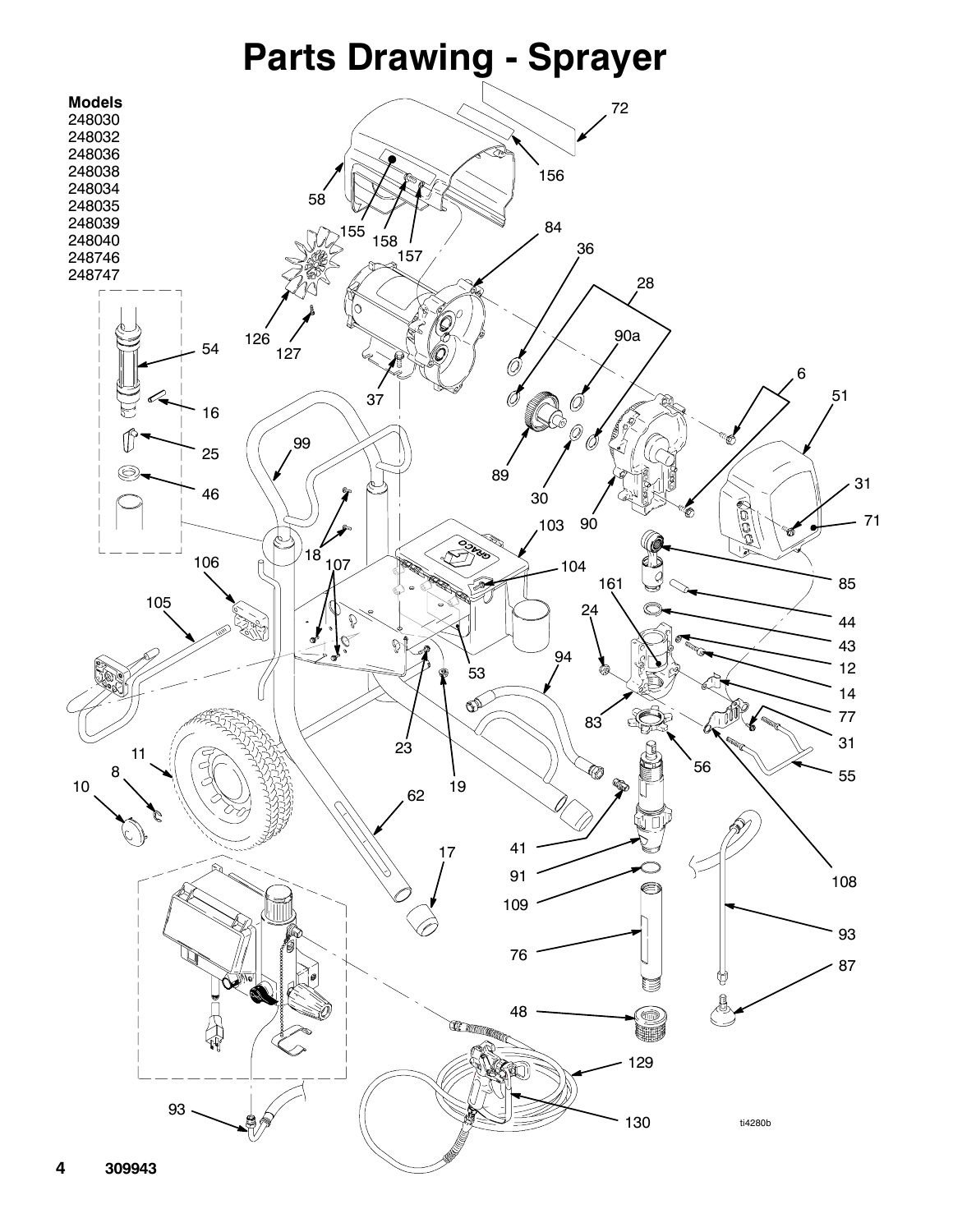# Parts Drawing - Sprayer

**Models**
248030
248032
248036
248038
248034
248035
248039
248040
248746
248747

72
156
58
155
158
157
84
36
28
90a
126
127
54
37
6
51
16
89
30
90
31
71
25
99
46
103
18
107
104
85
106
161
105
24
44
43
12
14
53
94
77
23
83
31
19
11
56
8
55
10
62
41
17
91
108
109
93
76
87
48
129
93
130
ti4280b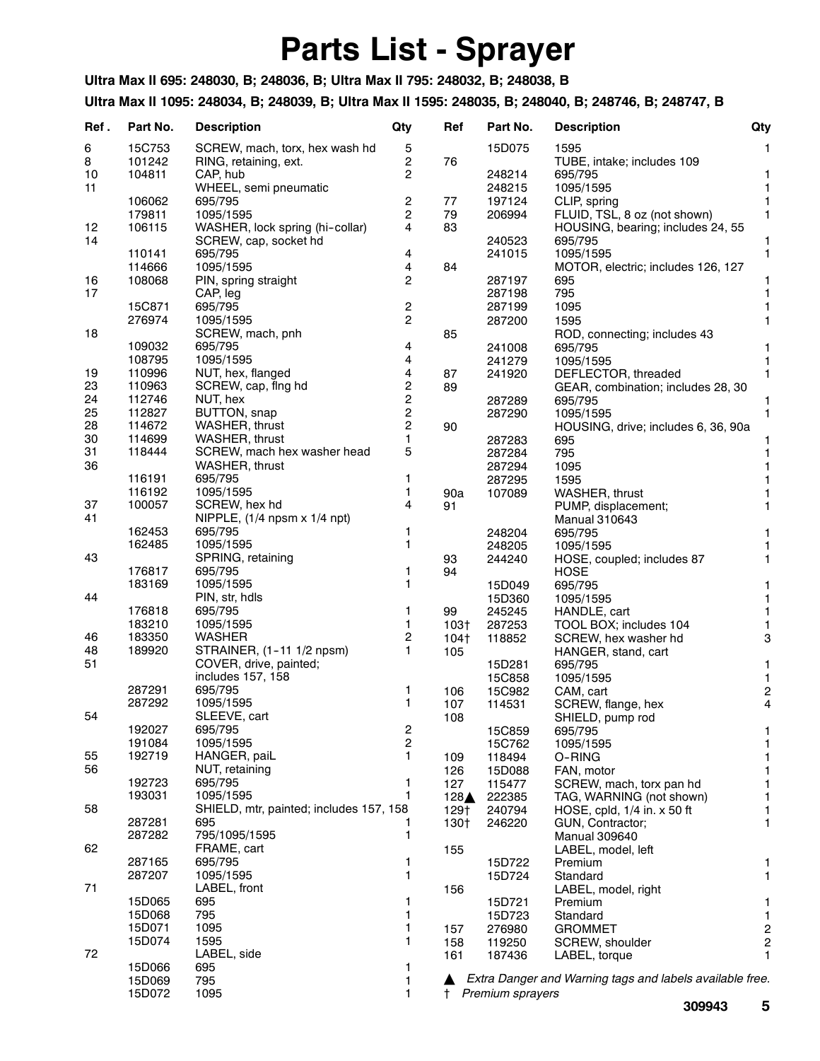# Parts List - Sprayer

**Ultra Max II 695: 248030, B; 248036, B; Ultra Max II 795: 248032, B; 248038, B**

**Ultra Max II 1095: 248034, B; 248039, B; Ultra Max II 1595: 248035, B; 248040, B; 248746, B; 248747, B**

| Ref. | Part No. | Description | Qty |
|---|---|---|---|
| 6 | 15C753 | SCREW, mach, torx, hex wash hd | 5 |
| 8 | 101242 | RING, retaining, ext. | 2 |
| 10 | 104811 | CAP, hub | 2 |
| 11 | | WHEEL, semi pneumatic | |
| | 106062 | 695/795 | 2 |
| | 179811 | 1095/1595 | 2 |
| 12 | 106115 | WASHER, lock spring (hi-collar) | 4 |
| 14 | | SCREW, cap, socket hd | |
| | 110141 | 695/795 | 4 |
| | 114666 | 1095/1595 | 4 |
| 16 | 108068 | PIN, spring straight | 2 |
| 17 | | CAP, leg | |
| | 15C871 | 695/795 | 2 |
| | 276974 | 1095/1595 | 2 |
| 18 | | SCREW, mach, pnh | |
| | 109032 | 695/795 | 4 |
| | 108795 | 1095/1595 | 4 |
| 19 | 110996 | NUT, hex, flanged | 4 |
| 23 | 110963 | SCREW, cap, flng hd | 2 |
| 24 | 112746 | NUT, hex | 2 |
| 25 | 112827 | BUTTON, snap | 2 |
| 28 | 114672 | WASHER, thrust | 2 |
| 30 | 114699 | WASHER, thrust | 1 |
| 31 | 118444 | SCREW, mach hex washer head | 5 |
| 36 | | WASHER, thrust | |
| | 116191 | 695/795 | 1 |
| | 116192 | 1095/1595 | 1 |
| 37 | 100057 | SCREW, hex hd | 4 |
| 41 | | NIPPLE, (1/4 npsm x 1/4 npt) | |
| | 162453 | 695/795 | 1 |
| | 162485 | 1095/1595 | 1 |
| 43 | | SPRING, retaining | |
| | 176817 | 695/795 | 1 |
| | 183169 | 1095/1595 | 1 |
| 44 | | PIN, str, hdls | |
| | 176818 | 695/795 | 1 |
| | 183210 | 1095/1595 | 1 |
| 46 | 183350 | WASHER | 2 |
| 48 | 189920 | STRAINER, (1-11 1/2 npsm) | 1 |
| 51 | | COVER, drive, painted; includes 157, 158 | |
| | 287291 | 695/795 | 1 |
| | 287292 | 1095/1595 | 1 |
| 54 | | SLEEVE, cart | |
| | 192027 | 695/795 | 2 |
| | 191084 | 1095/1595 | 2 |
| 55 | 192719 | HANGER, paiL | 1 |
| 56 | | NUT, retaining | |
| | 192723 | 695/795 | 1 |
| | 193031 | 1095/1595 | 1 |
| 58 | | SHIELD, mtr, painted; includes 157, 158 | |
| | 287281 | 695 | 1 |
| | 287282 | 795/1095/1595 | 1 |
| 62 | | FRAME, cart | |
| | 287165 | 695/795 | 1 |
| | 287207 | 1095/1595 | 1 |
| 71 | | LABEL, front | |
| | 15D065 | 695 | 1 |
| | 15D068 | 795 | 1 |
| | 15D071 | 1095 | 1 |
| | 15D074 | 1595 | 1 |
| 72 | | LABEL, side | |
| | 15D066 | 695 | 1 |
| | 15D069 | 795 | 1 |
| | 15D072 | 1095 | 1 |
| | 15D075 | 1595 | 1 |
| 76 | | TUBE, intake; includes 109 | |
| | 248214 | 695/795 | 1 |
| | 248215 | 1095/1595 | 1 |
| 77 | 197124 | CLIP, spring | 1 |
| 79 | 206994 | FLUID, TSL, 8 oz (not shown) | 1 |
| 83 | | HOUSING, bearing; includes 24, 55 | |
| | 240523 | 695/795 | 1 |
| | 241015 | 1095/1595 | 1 |
| 84 | | MOTOR, electric; includes 126, 127 | |
| | 287197 | 695 | 1 |
| | 287198 | 795 | 1 |
| | 287199 | 1095 | 1 |
| | 287200 | 1595 | 1 |
| 85 | | ROD, connecting; includes 43 | |
| | 241008 | 695/795 | 1 |
| | 241279 | 1095/1595 | 1 |
| 87 | 241920 | DEFLECTOR, threaded | 1 |
| 89 | | GEAR, combination; includes 28, 30 | |
| | 287289 | 695/795 | 1 |
| | 287290 | 1095/1595 | 1 |
| 90 | | HOUSING, drive; includes 6, 36, 90a | |
| | 287283 | 695 | 1 |
| | 287284 | 795 | 1 |
| | 287294 | 1095 | 1 |
| | 287295 | 1595 | 1 |
| 90a | 107089 | WASHER, thrust | 1 |
| 91 | | PUMP, displacement; Manual 310643 | 1 |
| | 248204 | 695/795 | 1 |
| | 248205 | 1095/1595 | 1 |
| 93 | 244240 | HOSE, coupled; includes 87 | 1 |
| 94 | | HOSE | |
| | 15D049 | 695/795 | 1 |
| | 15D360 | 1095/1595 | 1 |
| 99 | 245245 | HANDLE, cart | 1 |
| 103† | 287253 | TOOL BOX; includes 104 | 1 |
| 104† | 118852 | SCREW, hex washer hd | 3 |
| 105 | | HANGER, stand, cart | |
| | 15D281 | 695/795 | 1 |
| | 15C858 | 1095/1595 | 1 |
| 106 | 15C982 | CAM, cart | 2 |
| 107 | 114531 | SCREW, flange, hex | 4 |
| 108 | | SHIELD, pump rod | |
| | 15C859 | 695/795 | 1 |
| | 15C762 | 1095/1595 | 1 |
| 109 | 118494 | O-RING | 1 |
| 126 | 15D088 | FAN, motor | 1 |
| 127 | 115477 | SCREW, mach, torx pan hd | 1 |
| 128▲ | 222385 | TAG, WARNING (not shown) | 1 |
| 129† | 240794 | HOSE, cpld, 1/4 in. x 50 ft | 1 |
| 130† | 246220 | GUN, Contractor; Manual 309640 | 1 |
| 155 | | LABEL, model, left | |
| | 15D722 | Premium | 1 |
| | 15D724 | Standard | 1 |
| 156 | | LABEL, model, right | |
| | 15D721 | Premium | 1 |
| | 15D723 | Standard | 1 |
| 157 | 276980 | GROMMET | 2 |
| 158 | 119250 | SCREW, shoulder | 2 |
| 161 | 187436 | LABEL, torque | 1 |

▲ *Extra Danger and Warning tags and labels available free.*

† *Premium sprayers*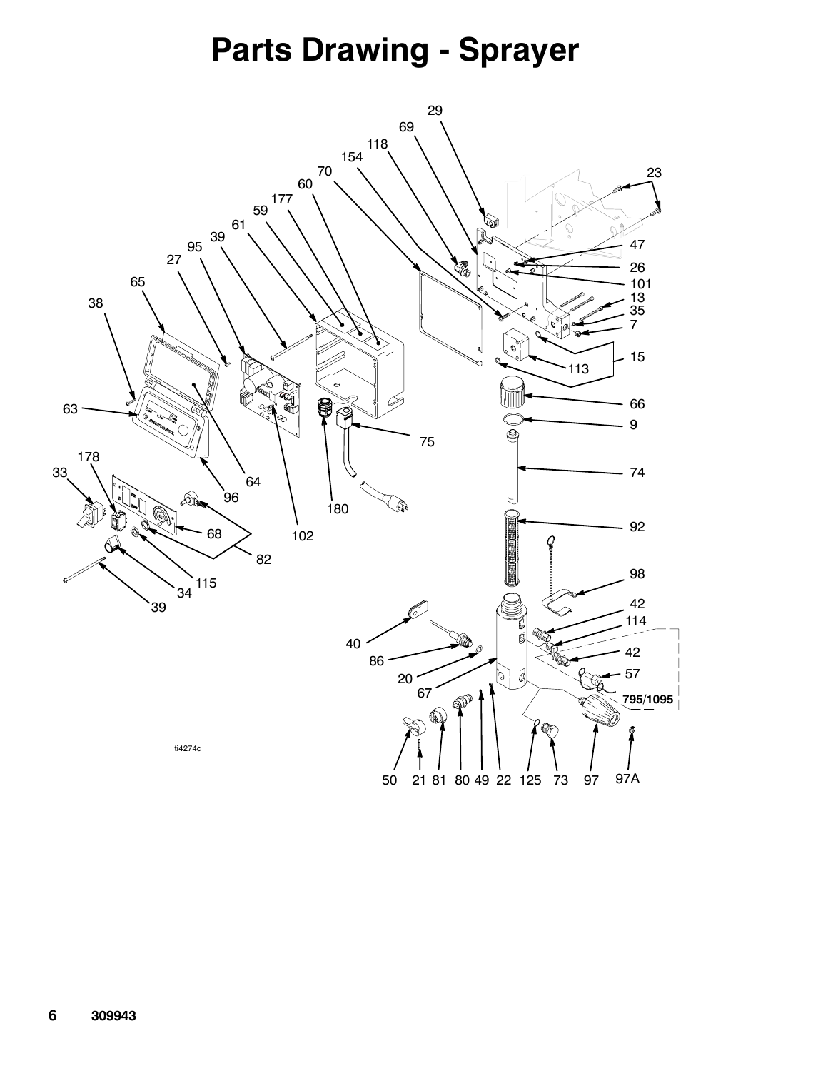# Parts Drawing - Sprayer

29
69
118
154
70
60
177
59
61
39
95
27
65
38
63
178
33
23
47
26
101
13
35
7
15
113
66
9
74
92
98
42
114
42
57
795/1095
75
180
102
64
96
68
82
115
34
39
40
86
20
67
50
21
81
80
49
22
125
73
97
97A

ti4274c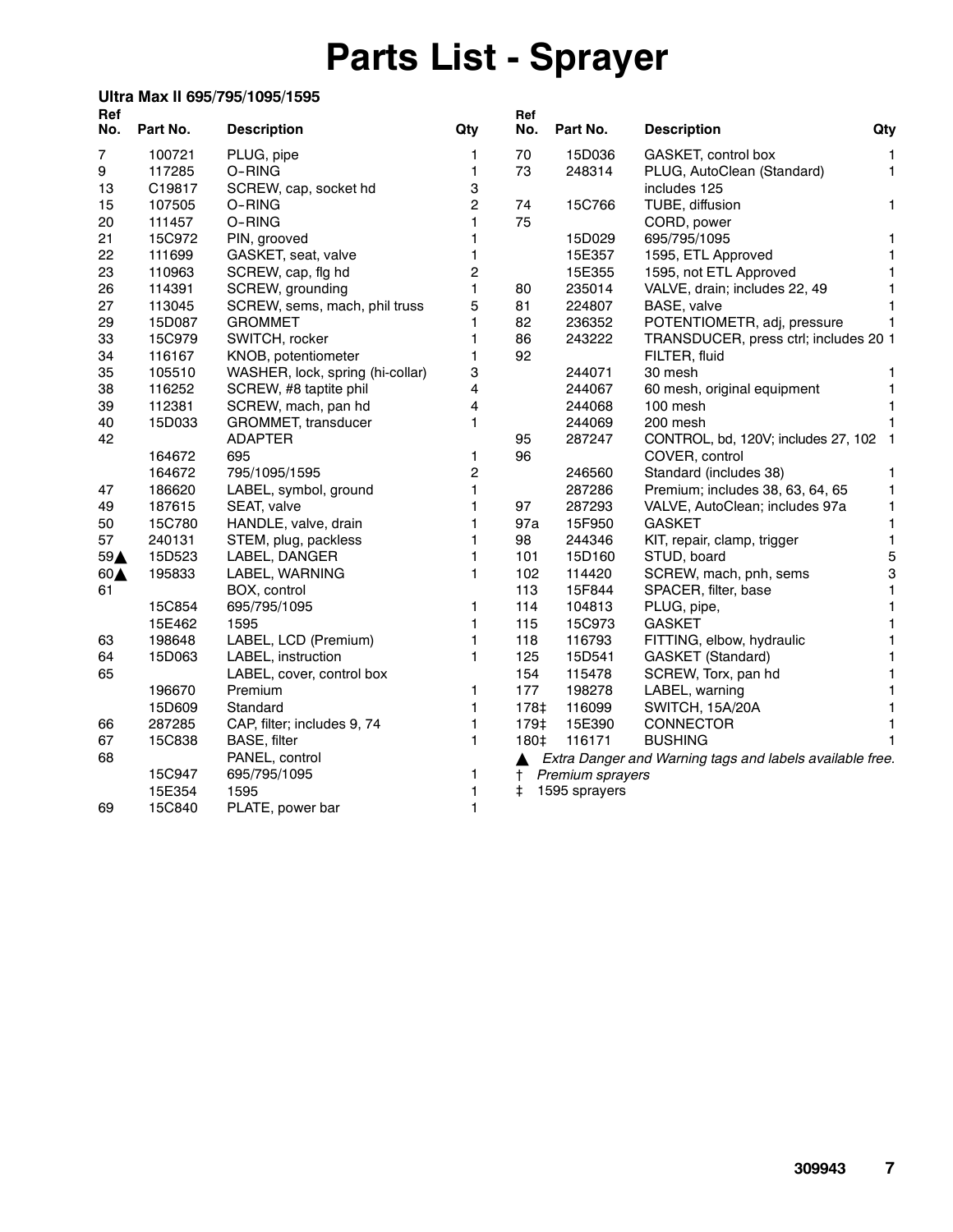# Parts List - Sprayer

### Ultra Max II 695/795/1095/1595

| Ref No. | Part No. | Description | Qty |
|---|---|---|---|
| 7 | 100721 | PLUG, pipe | 1 |
| 9 | 117285 | O-RING | 1 |
| 13 | C19817 | SCREW, cap, socket hd | 3 |
| 15 | 107505 | O-RING | 2 |
| 20 | 111457 | O-RING | 1 |
| 21 | 15C972 | PIN, grooved | 1 |
| 22 | 111699 | GASKET, seat, valve | 1 |
| 23 | 110963 | SCREW, cap, flg hd | 2 |
| 26 | 114391 | SCREW, grounding | 1 |
| 27 | 113045 | SCREW, sems, mach, phil truss | 5 |
| 29 | 15D087 | GROMMET | 1 |
| 33 | 15C979 | SWITCH, rocker | 1 |
| 34 | 116167 | KNOB, potentiometer | 1 |
| 35 | 105510 | WASHER, lock, spring (hi-collar) | 3 |
| 38 | 116252 | SCREW, #8 taptite phil | 4 |
| 39 | 112381 | SCREW, mach, pan hd | 4 |
| 40 | 15D033 | GROMMET, transducer | 1 |
| 42 | | ADAPTER | |
| | 164672 | 695 | 1 |
| | 164672 | 795/1095/1595 | 2 |
| 47 | 186620 | LABEL, symbol, ground | 1 |
| 49 | 187615 | SEAT, valve | 1 |
| 50 | 15C780 | HANDLE, valve, drain | 1 |
| 57 | 240131 | STEM, plug, packless | 1 |
| 59▲ | 15D523 | LABEL, DANGER | 1 |
| 60▲ | 195833 | LABEL, WARNING | 1 |
| 61 | | BOX, control | |
| | 15C854 | 695/795/1095 | 1 |
| | 15E462 | 1595 | 1 |
| 63 | 198648 | LABEL, LCD (Premium) | 1 |
| 64 | 15D063 | LABEL, instruction | 1 |
| 65 | | LABEL, cover, control box | |
| | 196670 | Premium | 1 |
| | 15D609 | Standard | 1 |
| 66 | 287285 | CAP, filter; includes 9, 74 | 1 |
| 67 | 15C838 | BASE, filter | 1 |
| 68 | | PANEL, control | |
| | 15C947 | 695/795/1095 | 1 |
| | 15E354 | 1595 | 1 |
| 69 | 15C840 | PLATE, power bar | 1 |
| 70 | 15D036 | GASKET, control box | 1 |
| 73 | 248314 | PLUG, AutoClean (Standard) includes 125 | 1 |
| 74 | 15C766 | TUBE, diffusion | 1 |
| 75 | | CORD, power | |
| | 15D029 | 695/795/1095 | 1 |
| | 15E357 | 1595, ETL Approved | 1 |
| | 15E355 | 1595, not ETL Approved | 1 |
| 80 | 235014 | VALVE, drain; includes 22, 49 | 1 |
| 81 | 224807 | BASE, valve | 1 |
| 82 | 236352 | POTENTIOMETR, adj, pressure | 1 |
| 86 | 243222 | TRANSDUCER, press ctrl; includes 20 | 1 |
| 92 | | FILTER, fluid | |
| | 244071 | 30 mesh | 1 |
| | 244067 | 60 mesh, original equipment | 1 |
| | 244068 | 100 mesh | 1 |
| | 244069 | 200 mesh | 1 |
| 95 | 287247 | CONTROL, bd, 120V; includes 27, 102 | 1 |
| 96 | | COVER, control | |
| | 246560 | Standard (includes 38) | 1 |
| | 287286 | Premium; includes 38, 63, 64, 65 | 1 |
| 97 | 287293 | VALVE, AutoClean; includes 97a | 1 |
| 97a | 15F950 | GASKET | 1 |
| 98 | 244346 | KIT, repair, clamp, trigger | 1 |
| 101 | 15D160 | STUD, board | 5 |
| 102 | 114420 | SCREW, mach, pnh, sems | 3 |
| 113 | 15F844 | SPACER, filter, base | 1 |
| 114 | 104813 | PLUG, pipe, | 1 |
| 115 | 15C973 | GASKET | 1 |
| 118 | 116793 | FITTING, elbow, hydraulic | 1 |
| 125 | 15D541 | GASKET (Standard) | 1 |
| 154 | 115478 | SCREW, Torx, pan hd | 1 |
| 177 | 198278 | LABEL, warning | 1 |
| 178‡ | 116099 | SWITCH, 15A/20A | 1 |
| 179‡ | 15E390 | CONNECTOR | 1 |
| 180‡ | 116171 | BUSHING | 1 |

▲ *Extra Danger and Warning tags and labels available free.*

† *Premium sprayers*

‡ 1595 sprayers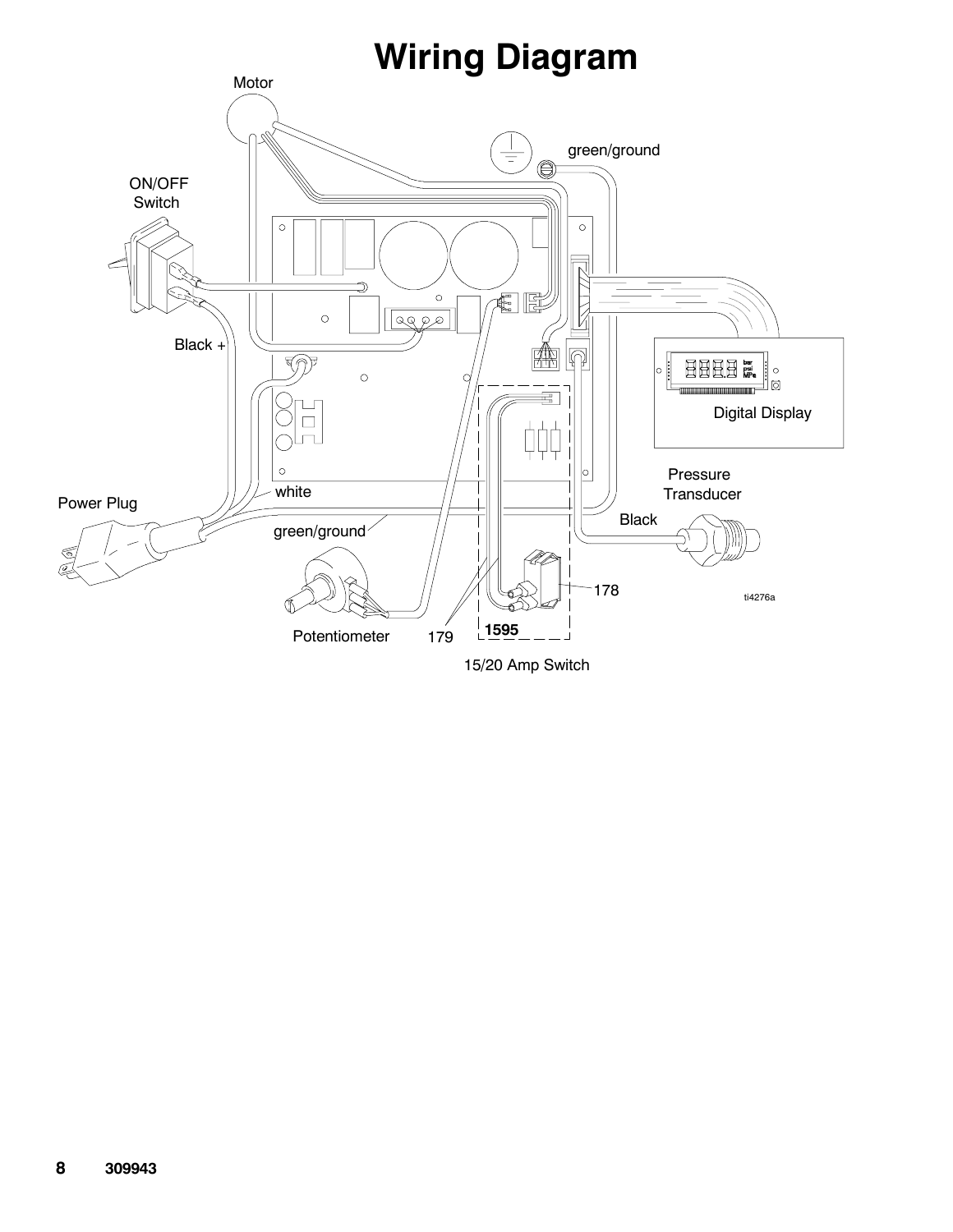# Wiring Diagram

Motor

green/ground

ON/OFF Switch

Black +

Digital Display

Pressure Transducer

Power Plug

white

green/ground

Black

178

ti4276a

Potentiometer

179

1595

15/20 Amp Switch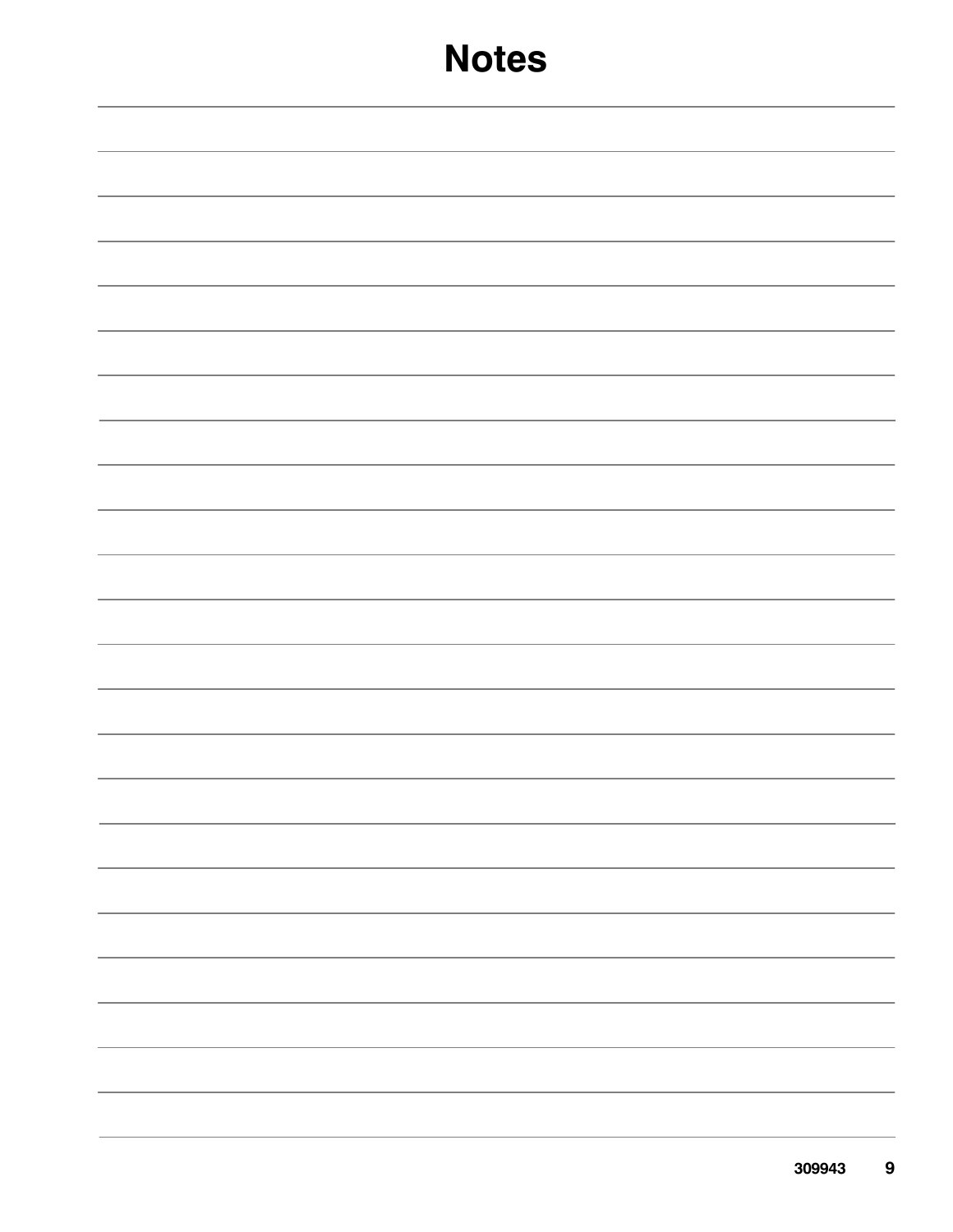# Notes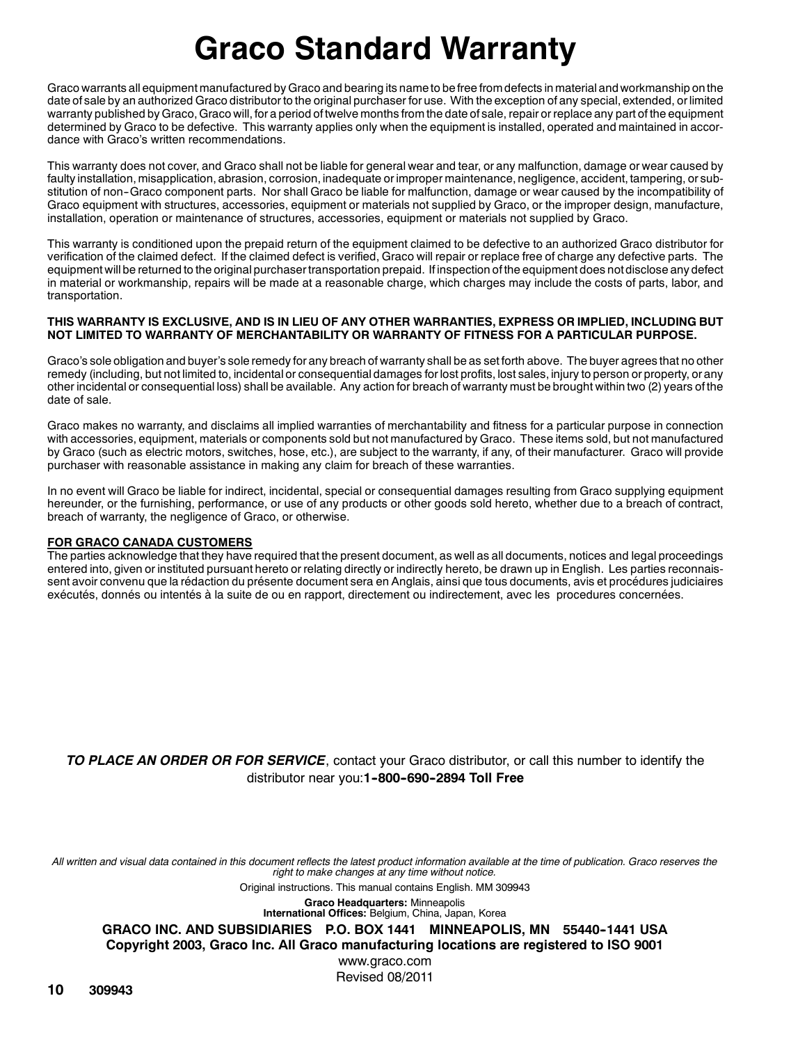# Graco Standard Warranty

Graco warrants all equipment manufactured by Graco and bearing its name to be free from defects in material and workmanship on the date of sale by an authorized Graco distributor to the original purchaser for use. With the exception of any special, extended, or limited warranty published by Graco, Graco will, for a period of twelve months from the date of sale, repair or replace any part of the equipment determined by Graco to be defective. This warranty applies only when the equipment is installed, operated and maintained in accordance with Graco's written recommendations.

This warranty does not cover, and Graco shall not be liable for general wear and tear, or any malfunction, damage or wear caused by faulty installation, misapplication, abrasion, corrosion, inadequate or improper maintenance, negligence, accident, tampering, or substitution of non-Graco component parts. Nor shall Graco be liable for malfunction, damage or wear caused by the incompatibility of Graco equipment with structures, accessories, equipment or materials not supplied by Graco, or the improper design, manufacture, installation, operation or maintenance of structures, accessories, equipment or materials not supplied by Graco.

This warranty is conditioned upon the prepaid return of the equipment claimed to be defective to an authorized Graco distributor for verification of the claimed defect. If the claimed defect is verified, Graco will repair or replace free of charge any defective parts. The equipment will be returned to the original purchaser transportation prepaid. If inspection of the equipment does not disclose any defect in material or workmanship, repairs will be made at a reasonable charge, which charges may include the costs of parts, labor, and transportation.

**THIS WARRANTY IS EXCLUSIVE, AND IS IN LIEU OF ANY OTHER WARRANTIES, EXPRESS OR IMPLIED, INCLUDING BUT NOT LIMITED TO WARRANTY OF MERCHANTABILITY OR WARRANTY OF FITNESS FOR A PARTICULAR PURPOSE.**

Graco's sole obligation and buyer's sole remedy for any breach of warranty shall be as set forth above. The buyer agrees that no other remedy (including, but not limited to, incidental or consequential damages for lost profits, lost sales, injury to person or property, or any other incidental or consequential loss) shall be available. Any action for breach of warranty must be brought within two (2) years of the date of sale.

Graco makes no warranty, and disclaims all implied warranties of merchantability and fitness for a particular purpose in connection with accessories, equipment, materials or components sold but not manufactured by Graco. These items sold, but not manufactured by Graco (such as electric motors, switches, hose, etc.), are subject to the warranty, if any, of their manufacturer. Graco will provide purchaser with reasonable assistance in making any claim for breach of these warranties.

In no event will Graco be liable for indirect, incidental, special or consequential damages resulting from Graco supplying equipment hereunder, or the furnishing, performance, or use of any products or other goods sold hereto, whether due to a breach of contract, breach of warranty, the negligence of Graco, or otherwise.

**FOR GRACO CANADA CUSTOMERS**

The parties acknowledge that they have required that the present document, as well as all documents, notices and legal proceedings entered into, given or instituted pursuant hereto or relating directly or indirectly hereto, be drawn up in English. Les parties reconnaissent avoir convenu que la rédaction du présente document sera en Anglais, ainsi que tous documents, avis et procédures judiciaires exécutés, donnés ou intentés à la suite de ou en rapport, directement ou indirectement, avec les procedures concernées.

***TO PLACE AN ORDER OR FOR SERVICE***, contact your Graco distributor, or call this number to identify the distributor near you:**1-800-690-2894 Toll Free**

*All written and visual data contained in this document reflects the latest product information available at the time of publication. Graco reserves the right to make changes at any time without notice.*

Original instructions. This manual contains English. MM 309943

**Graco Headquarters:** Minneapolis
**International Offices:** Belgium, China, Japan, Korea

**GRACO INC. AND SUBSIDIARIES P.O. BOX 1441 MINNEAPOLIS, MN 55440-1441 USA**
**Copyright 2003, Graco Inc. All Graco manufacturing locations are registered to ISO 9001**

www.graco.com
Revised 08/2011